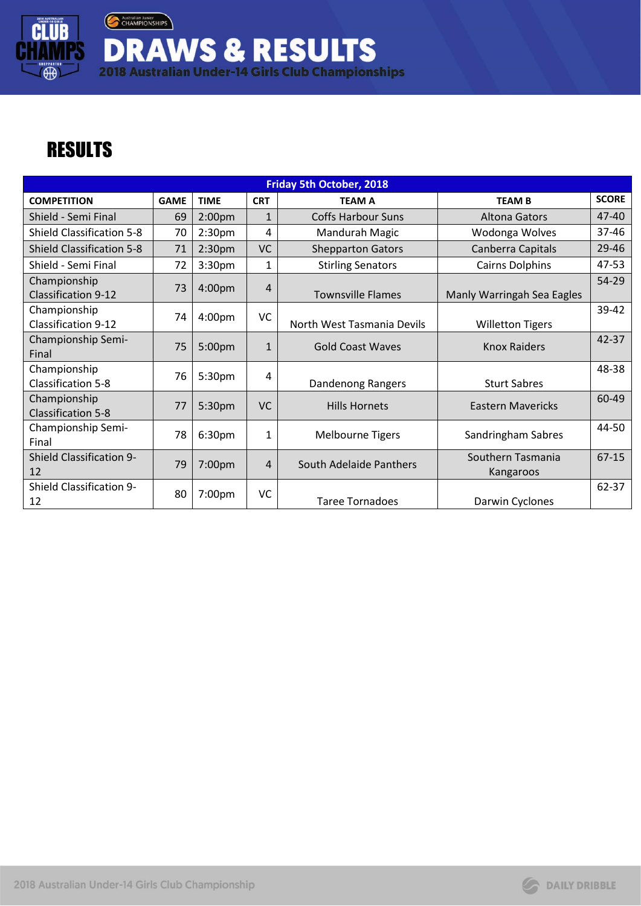# DRAWS & RESULTS

2018 Australian Under-14 Girls Club Championships

## RESULTS

| Friday 5th October, 2018 | | | | | | |
|---|---|---|---|---|---|---|
| **COMPETITION** | **GAME** | **TIME** | **CRT** | **TEAM A** | **TEAM B** | **SCORE** |
| Shield - Semi Final | 69 | 2:00pm | 1 | Coffs Harbour Suns | Altona Gators | 47-40 |
| Shield Classification 5-8 | 70 | 2:30pm | 4 | Mandurah Magic | Wodonga Wolves | 37-46 |
| Shield Classification 5-8 | 71 | 2:30pm | VC | Shepparton Gators | Canberra Capitals | 29-46 |
| Shield - Semi Final | 72 | 3:30pm | 1 | Stirling Senators | Cairns Dolphins | 47-53 |
| Championship Classification 9-12 | 73 | 4:00pm | 4 | Townsville Flames | Manly Warringah Sea Eagles | 54-29 |
| Championship Classification 9-12 | 74 | 4:00pm | VC | North West Tasmania Devils | Willetton Tigers | 39-42 |
| Championship Semi-Final | 75 | 5:00pm | 1 | Gold Coast Waves | Knox Raiders | 42-37 |
| Championship Classification 5-8 | 76 | 5:30pm | 4 | Dandenong Rangers | Sturt Sabres | 48-38 |
| Championship Classification 5-8 | 77 | 5:30pm | VC | Hills Hornets | Eastern Mavericks | 60-49 |
| Championship Semi-Final | 78 | 6:30pm | 1 | Melbourne Tigers | Sandringham Sabres | 44-50 |
| Shield Classification 9-12 | 79 | 7:00pm | 4 | South Adelaide Panthers | Southern Tasmania Kangaroos | 67-15 |
| Shield Classification 9-12 | 80 | 7:00pm | VC | Taree Tornadoes | Darwin Cyclones | 62-37 |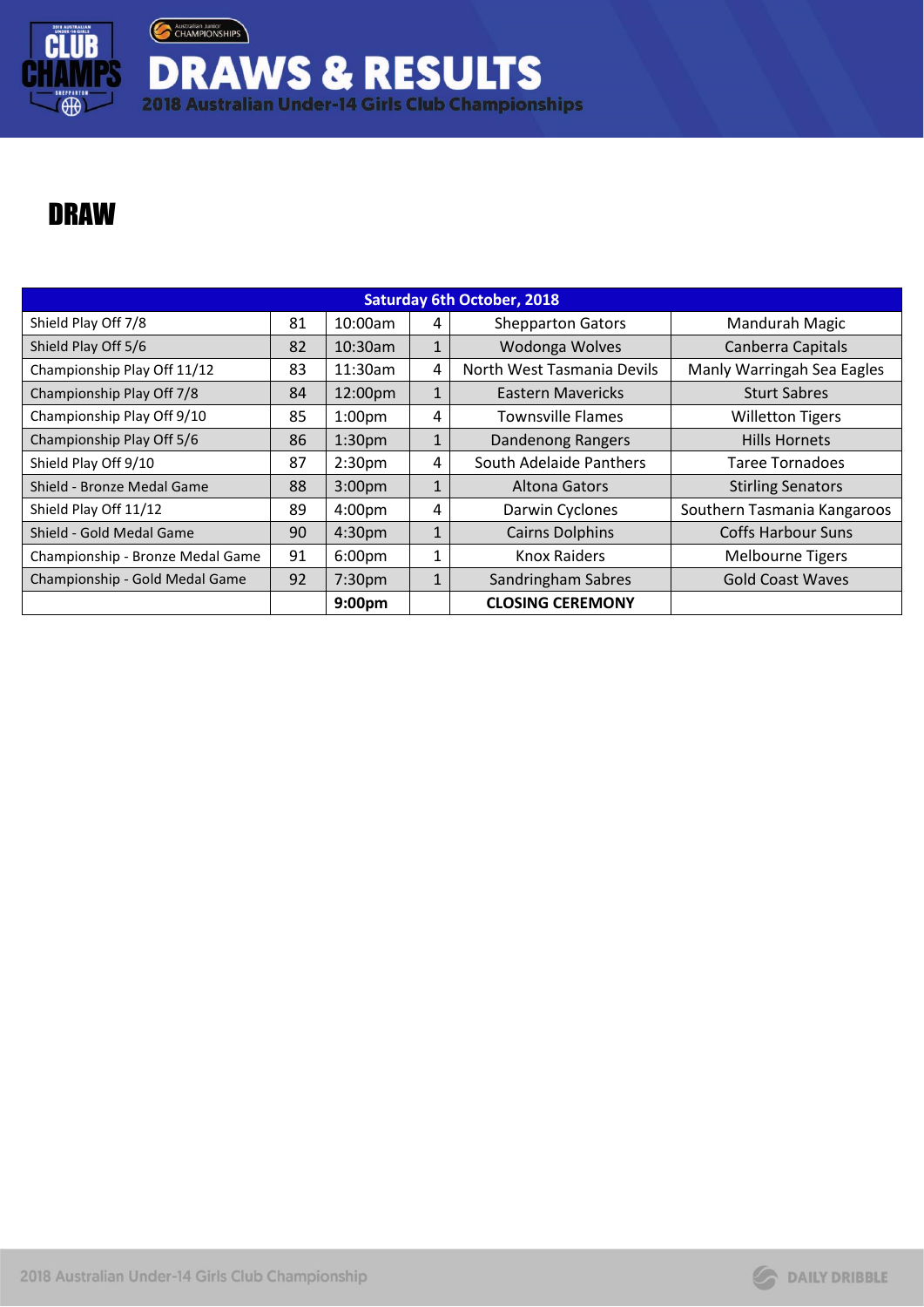# DRAWS & RESULTS

2018 Australian Under-14 Girls Club Championships

## DRAW

| Saturday 6th October, 2018 | | | | | |
|---|---|---|---|---|---|
| Shield Play Off 7/8 | 81 | 10:00am | 4 | Shepparton Gators | Mandurah Magic |
| Shield Play Off 5/6 | 82 | 10:30am | 1 | Wodonga Wolves | Canberra Capitals |
| Championship Play Off 11/12 | 83 | 11:30am | 4 | North West Tasmania Devils | Manly Warringah Sea Eagles |
| Championship Play Off 7/8 | 84 | 12:00pm | 1 | Eastern Mavericks | Sturt Sabres |
| Championship Play Off 9/10 | 85 | 1:00pm | 4 | Townsville Flames | Willetton Tigers |
| Championship Play Off 5/6 | 86 | 1:30pm | 1 | Dandenong Rangers | Hills Hornets |
| Shield Play Off 9/10 | 87 | 2:30pm | 4 | South Adelaide Panthers | Taree Tornadoes |
| Shield - Bronze Medal Game | 88 | 3:00pm | 1 | Altona Gators | Stirling Senators |
| Shield Play Off 11/12 | 89 | 4:00pm | 4 | Darwin Cyclones | Southern Tasmania Kangaroos |
| Shield - Gold Medal Game | 90 | 4:30pm | 1 | Cairns Dolphins | Coffs Harbour Suns |
| Championship - Bronze Medal Game | 91 | 6:00pm | 1 | Knox Raiders | Melbourne Tigers |
| Championship - Gold Medal Game | 92 | 7:30pm | 1 | Sandringham Sabres | Gold Coast Waves |
| | | **9:00pm** | | **CLOSING CEREMONY** | |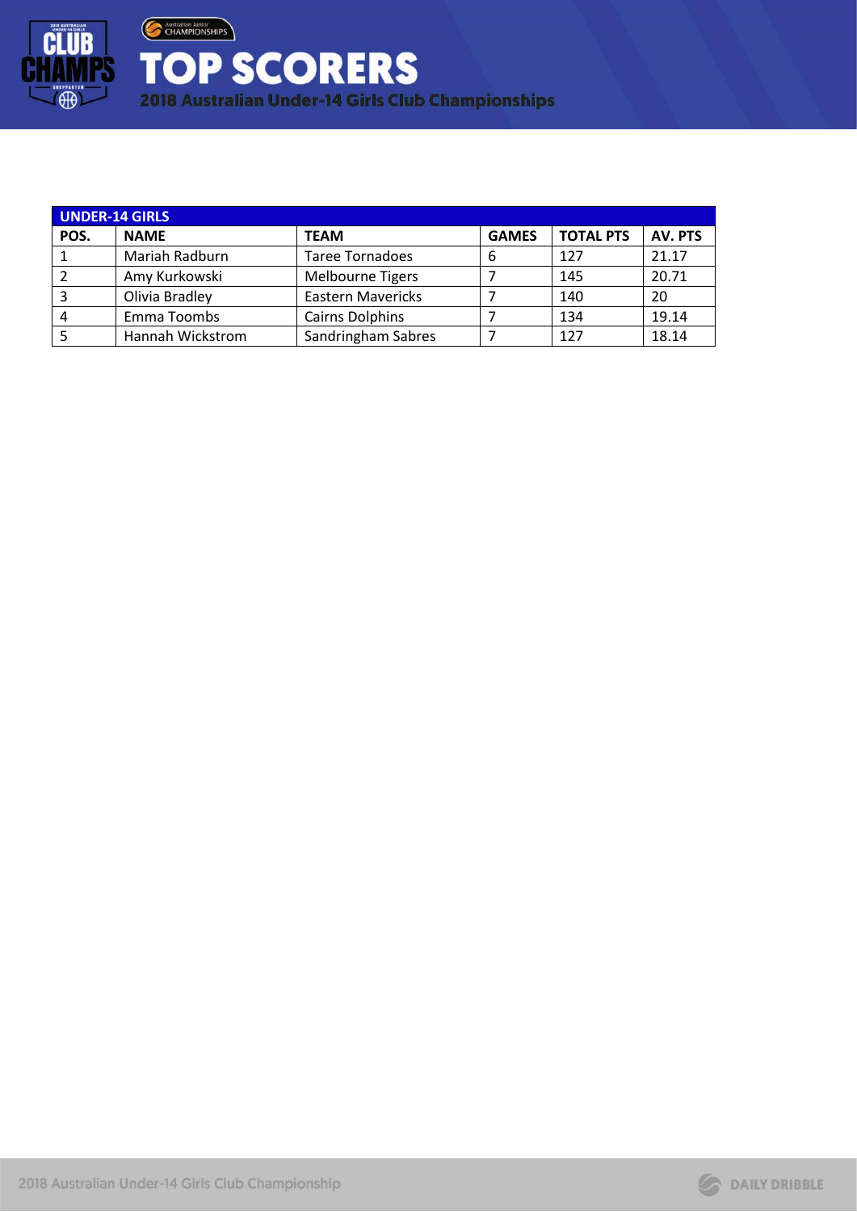# TOP SCORERS

## 2018 Australian Under-14 Girls Club Championships

| UNDER-14 GIRLS | | | | | |
|---|---|---|---|---|---|
| POS. | NAME | TEAM | GAMES | TOTAL PTS | AV. PTS |
| 1 | Mariah Radburn | Taree Tornadoes | 6 | 127 | 21.17 |
| 2 | Amy Kurkowski | Melbourne Tigers | 7 | 145 | 20.71 |
| 3 | Olivia Bradley | Eastern Mavericks | 7 | 140 | 20 |
| 4 | Emma Toombs | Cairns Dolphins | 7 | 134 | 19.14 |
| 5 | Hannah Wickstrom | Sandringham Sabres | 7 | 127 | 18.14 |